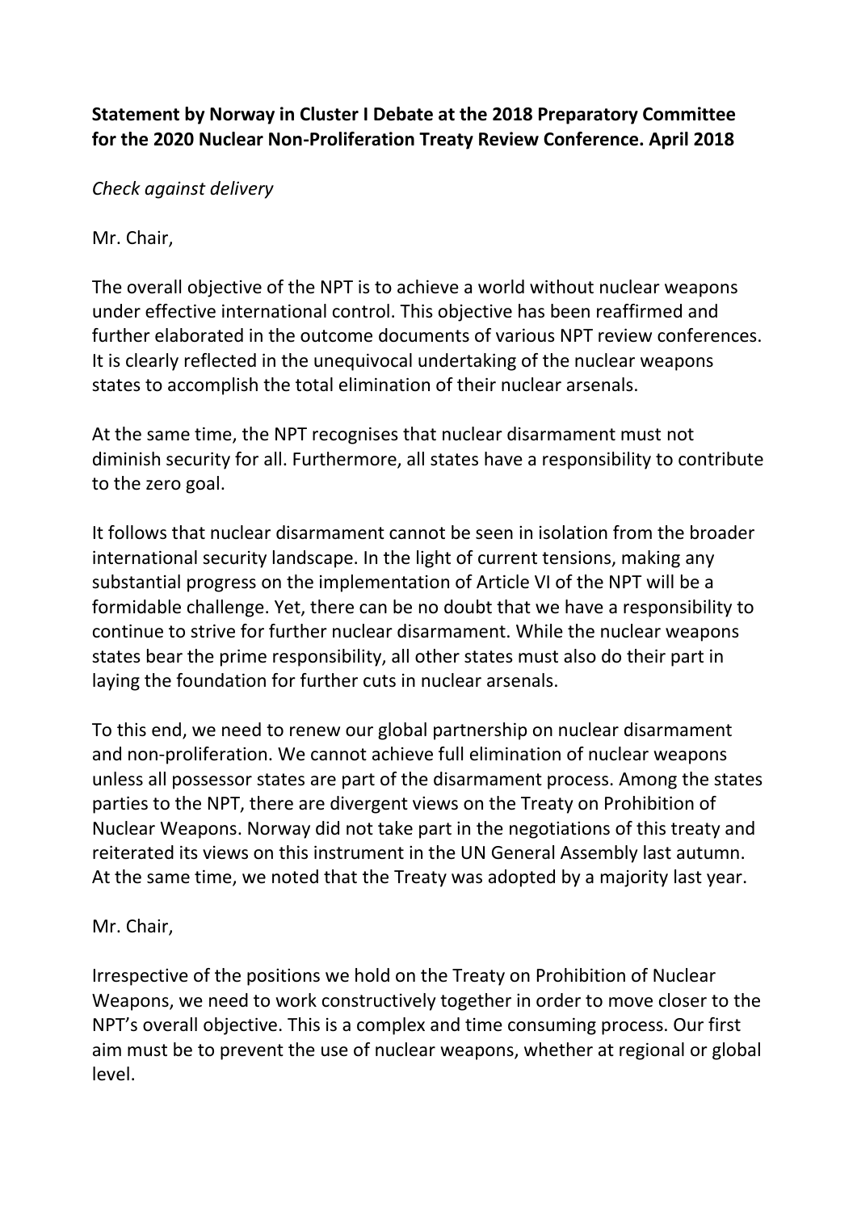**Statement by Norway in Cluster I Debate at the 2018 Preparatory Committee for the 2020 Nuclear Non-Proliferation Treaty Review Conference. April 2018**

*Check against delivery*

Mr. Chair,

The overall objective of the NPT is to achieve a world without nuclear weapons under effective international control. This objective has been reaffirmed and further elaborated in the outcome documents of various NPT review conferences. It is clearly reflected in the unequivocal undertaking of the nuclear weapons states to accomplish the total elimination of their nuclear arsenals.

At the same time, the NPT recognises that nuclear disarmament must not diminish security for all. Furthermore, all states have a responsibility to contribute to the zero goal.

It follows that nuclear disarmament cannot be seen in isolation from the broader international security landscape. In the light of current tensions, making any substantial progress on the implementation of Article VI of the NPT will be a formidable challenge. Yet, there can be no doubt that we have a responsibility to continue to strive for further nuclear disarmament. While the nuclear weapons states bear the prime responsibility, all other states must also do their part in laying the foundation for further cuts in nuclear arsenals.

To this end, we need to renew our global partnership on nuclear disarmament and non-proliferation. We cannot achieve full elimination of nuclear weapons unless all possessor states are part of the disarmament process. Among the states parties to the NPT, there are divergent views on the Treaty on Prohibition of Nuclear Weapons. Norway did not take part in the negotiations of this treaty and reiterated its views on this instrument in the UN General Assembly last autumn. At the same time, we noted that the Treaty was adopted by a majority last year.

Mr. Chair,

Irrespective of the positions we hold on the Treaty on Prohibition of Nuclear Weapons, we need to work constructively together in order to move closer to the NPT's overall objective. This is a complex and time consuming process. Our first aim must be to prevent the use of nuclear weapons, whether at regional or global level.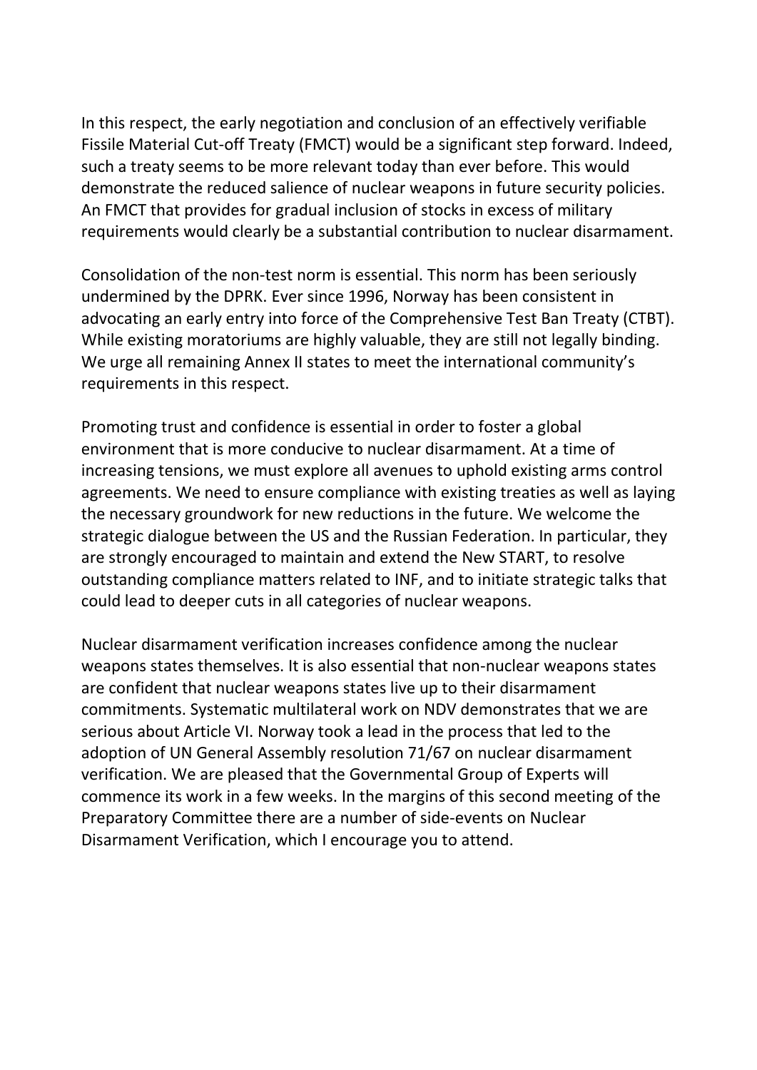In this respect, the early negotiation and conclusion of an effectively verifiable Fissile Material Cut-off Treaty (FMCT) would be a significant step forward. Indeed, such a treaty seems to be more relevant today than ever before. This would demonstrate the reduced salience of nuclear weapons in future security policies. An FMCT that provides for gradual inclusion of stocks in excess of military requirements would clearly be a substantial contribution to nuclear disarmament.

Consolidation of the non-test norm is essential. This norm has been seriously undermined by the DPRK. Ever since 1996, Norway has been consistent in advocating an early entry into force of the Comprehensive Test Ban Treaty (CTBT). While existing moratoriums are highly valuable, they are still not legally binding. We urge all remaining Annex II states to meet the international community's requirements in this respect.

Promoting trust and confidence is essential in order to foster a global environment that is more conducive to nuclear disarmament. At a time of increasing tensions, we must explore all avenues to uphold existing arms control agreements. We need to ensure compliance with existing treaties as well as laying the necessary groundwork for new reductions in the future. We welcome the strategic dialogue between the US and the Russian Federation. In particular, they are strongly encouraged to maintain and extend the New START, to resolve outstanding compliance matters related to INF, and to initiate strategic talks that could lead to deeper cuts in all categories of nuclear weapons.

Nuclear disarmament verification increases confidence among the nuclear weapons states themselves. It is also essential that non-nuclear weapons states are confident that nuclear weapons states live up to their disarmament commitments. Systematic multilateral work on NDV demonstrates that we are serious about Article VI. Norway took a lead in the process that led to the adoption of UN General Assembly resolution 71/67 on nuclear disarmament verification. We are pleased that the Governmental Group of Experts will commence its work in a few weeks. In the margins of this second meeting of the Preparatory Committee there are a number of side-events on Nuclear Disarmament Verification, which I encourage you to attend.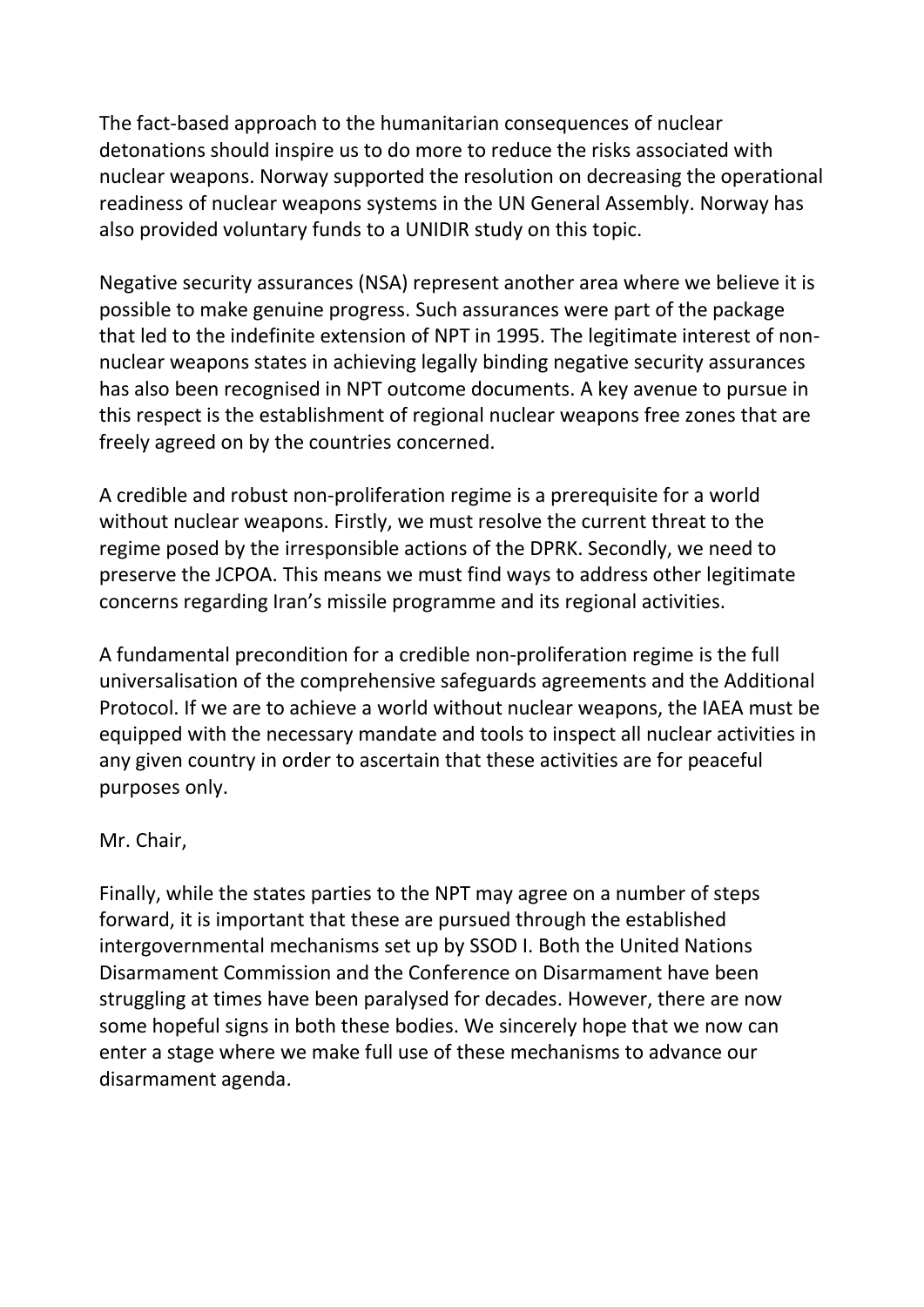The fact-based approach to the humanitarian consequences of nuclear detonations should inspire us to do more to reduce the risks associated with nuclear weapons. Norway supported the resolution on decreasing the operational readiness of nuclear weapons systems in the UN General Assembly. Norway has also provided voluntary funds to a UNIDIR study on this topic.

Negative security assurances (NSA) represent another area where we believe it is possible to make genuine progress. Such assurances were part of the package that led to the indefinite extension of NPT in 1995. The legitimate interest of non-nuclear weapons states in achieving legally binding negative security assurances has also been recognised in NPT outcome documents. A key avenue to pursue in this respect is the establishment of regional nuclear weapons free zones that are freely agreed on by the countries concerned.

A credible and robust non-proliferation regime is a prerequisite for a world without nuclear weapons. Firstly, we must resolve the current threat to the regime posed by the irresponsible actions of the DPRK. Secondly, we need to preserve the JCPOA. This means we must find ways to address other legitimate concerns regarding Iran's missile programme and its regional activities.

A fundamental precondition for a credible non-proliferation regime is the full universalisation of the comprehensive safeguards agreements and the Additional Protocol. If we are to achieve a world without nuclear weapons, the IAEA must be equipped with the necessary mandate and tools to inspect all nuclear activities in any given country in order to ascertain that these activities are for peaceful purposes only.

Mr. Chair,

Finally, while the states parties to the NPT may agree on a number of steps forward, it is important that these are pursued through the established intergovernmental mechanisms set up by SSOD I. Both the United Nations Disarmament Commission and the Conference on Disarmament have been struggling at times have been paralysed for decades. However, there are now some hopeful signs in both these bodies. We sincerely hope that we now can enter a stage where we make full use of these mechanisms to advance our disarmament agenda.